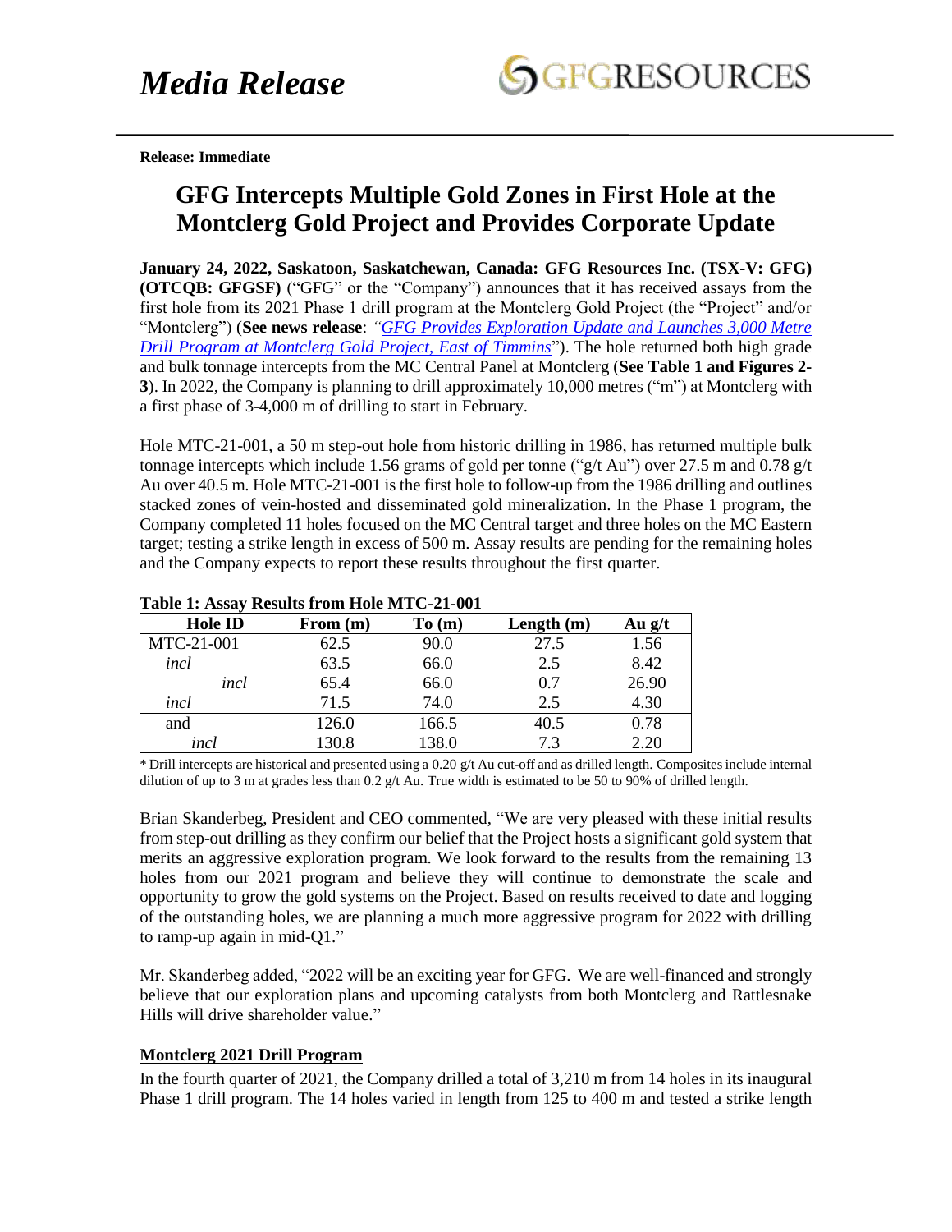# Media Release

**Release: Immediate**

## GFG Intercepts Multiple Gold Zones in First Hole at the Montclerg Gold Project and Provides Corporate Update

**January 24, 2022, Saskatoon, Saskatchewan, Canada: GFG Resources Inc. (TSX-V: GFG) (OTCQB: GFGSF)** ("GFG" or the "Company") announces that it has received assays from the first hole from its 2021 Phase 1 drill program at the Montclerg Gold Project (the "Project" and/or "Montclerg") (**See news release**: *"GFG Provides Exploration Update and Launches 3,000 Metre Drill Program at Montclerg Gold Project, East of Timmins*"). The hole returned both high grade and bulk tonnage intercepts from the MC Central Panel at Montclerg (**See Table 1 and Figures 2-3**). In 2022, the Company is planning to drill approximately 10,000 metres ("m") at Montclerg with a first phase of 3-4,000 m of drilling to start in February.

Hole MTC-21-001, a 50 m step-out hole from historic drilling in 1986, has returned multiple bulk tonnage intercepts which include 1.56 grams of gold per tonne ("g/t Au") over 27.5 m and 0.78 g/t Au over 40.5 m. Hole MTC-21-001 is the first hole to follow-up from the 1986 drilling and outlines stacked zones of vein-hosted and disseminated gold mineralization. In the Phase 1 program, the Company completed 11 holes focused on the MC Central target and three holes on the MC Eastern target; testing a strike length in excess of 500 m. Assay results are pending for the remaining holes and the Company expects to report these results throughout the first quarter.

**Table 1: Assay Results from Hole MTC-21-001**

| Hole ID | From (m) | To (m) | Length (m) | Au g/t |
|---|---|---|---|---|
| MTC-21-001 | 62.5 | 90.0 | 27.5 | 1.56 |
| *incl* | 63.5 | 66.0 | 2.5 | 8.42 |
| *incl* | 65.4 | 66.0 | 0.7 | 26.90 |
| *incl* | 71.5 | 74.0 | 2.5 | 4.30 |
| and | 126.0 | 166.5 | 40.5 | 0.78 |
| *incl* | 130.8 | 138.0 | 7.3 | 2.20 |

\* Drill intercepts are historical and presented using a 0.20 g/t Au cut-off and as drilled length. Composites include internal dilution of up to 3 m at grades less than 0.2 g/t Au. True width is estimated to be 50 to 90% of drilled length.

Brian Skanderbeg, President and CEO commented, "We are very pleased with these initial results from step-out drilling as they confirm our belief that the Project hosts a significant gold system that merits an aggressive exploration program. We look forward to the results from the remaining 13 holes from our 2021 program and believe they will continue to demonstrate the scale and opportunity to grow the gold systems on the Project. Based on results received to date and logging of the outstanding holes, we are planning a much more aggressive program for 2022 with drilling to ramp-up again in mid-Q1."

Mr. Skanderbeg added, "2022 will be an exciting year for GFG. We are well-financed and strongly believe that our exploration plans and upcoming catalysts from both Montclerg and Rattlesnake Hills will drive shareholder value."

### Montclerg 2021 Drill Program

In the fourth quarter of 2021, the Company drilled a total of 3,210 m from 14 holes in its inaugural Phase 1 drill program. The 14 holes varied in length from 125 to 400 m and tested a strike length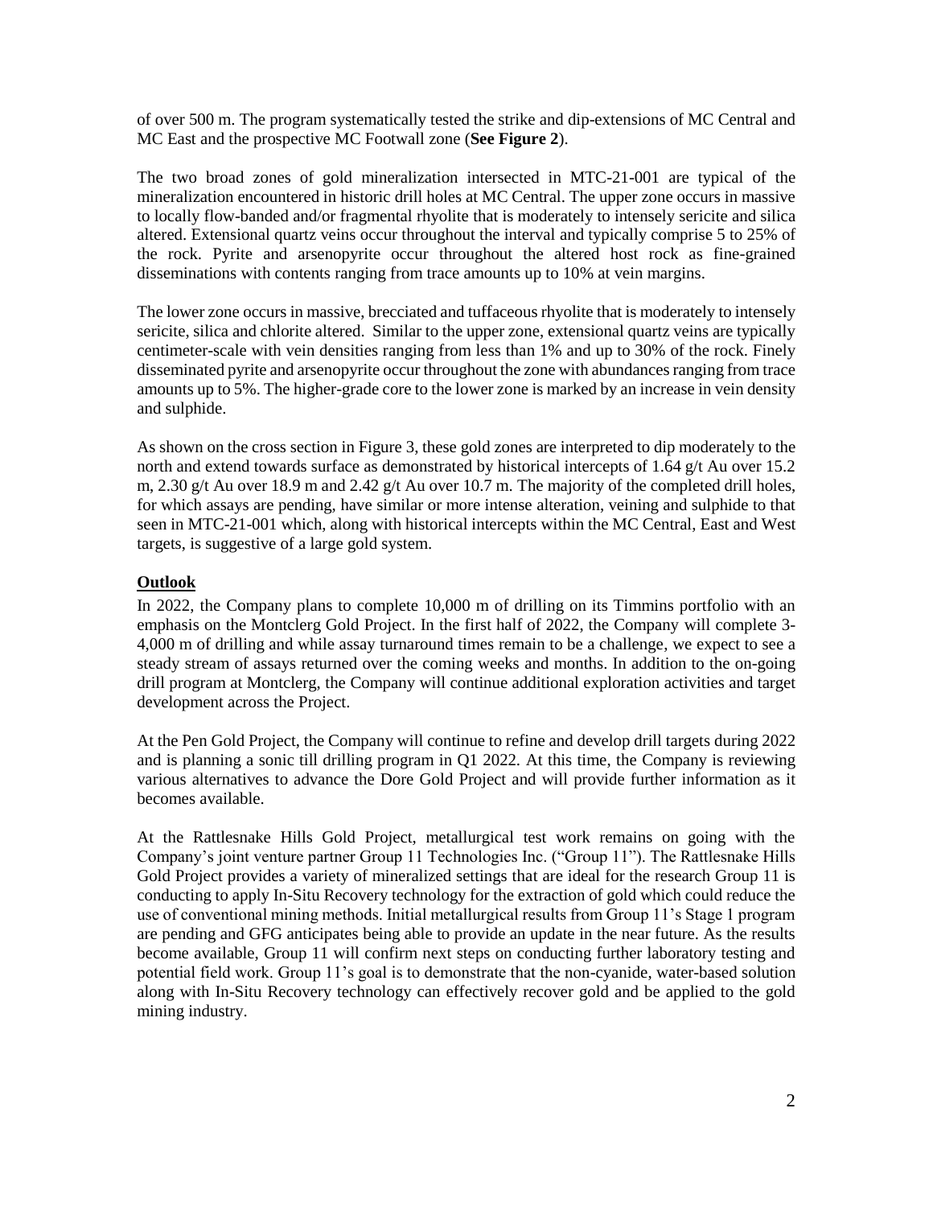of over 500 m. The program systematically tested the strike and dip-extensions of MC Central and MC East and the prospective MC Footwall zone (**See Figure 2**).

The two broad zones of gold mineralization intersected in MTC-21-001 are typical of the mineralization encountered in historic drill holes at MC Central. The upper zone occurs in massive to locally flow-banded and/or fragmental rhyolite that is moderately to intensely sericite and silica altered. Extensional quartz veins occur throughout the interval and typically comprise 5 to 25% of the rock. Pyrite and arsenopyrite occur throughout the altered host rock as fine-grained disseminations with contents ranging from trace amounts up to 10% at vein margins.

The lower zone occurs in massive, brecciated and tuffaceous rhyolite that is moderately to intensely sericite, silica and chlorite altered. Similar to the upper zone, extensional quartz veins are typically centimeter-scale with vein densities ranging from less than 1% and up to 30% of the rock. Finely disseminated pyrite and arsenopyrite occur throughout the zone with abundances ranging from trace amounts up to 5%. The higher-grade core to the lower zone is marked by an increase in vein density and sulphide.

As shown on the cross section in Figure 3, these gold zones are interpreted to dip moderately to the north and extend towards surface as demonstrated by historical intercepts of 1.64 g/t Au over 15.2 m, 2.30 g/t Au over 18.9 m and 2.42 g/t Au over 10.7 m. The majority of the completed drill holes, for which assays are pending, have similar or more intense alteration, veining and sulphide to that seen in MTC-21-001 which, along with historical intercepts within the MC Central, East and West targets, is suggestive of a large gold system.

## Outlook

In 2022, the Company plans to complete 10,000 m of drilling on its Timmins portfolio with an emphasis on the Montclerg Gold Project. In the first half of 2022, the Company will complete 3-4,000 m of drilling and while assay turnaround times remain to be a challenge, we expect to see a steady stream of assays returned over the coming weeks and months. In addition to the on-going drill program at Montclerg, the Company will continue additional exploration activities and target development across the Project.

At the Pen Gold Project, the Company will continue to refine and develop drill targets during 2022 and is planning a sonic till drilling program in Q1 2022. At this time, the Company is reviewing various alternatives to advance the Dore Gold Project and will provide further information as it becomes available.

At the Rattlesnake Hills Gold Project, metallurgical test work remains on going with the Company's joint venture partner Group 11 Technologies Inc. ("Group 11"). The Rattlesnake Hills Gold Project provides a variety of mineralized settings that are ideal for the research Group 11 is conducting to apply In-Situ Recovery technology for the extraction of gold which could reduce the use of conventional mining methods. Initial metallurgical results from Group 11's Stage 1 program are pending and GFG anticipates being able to provide an update in the near future. As the results become available, Group 11 will confirm next steps on conducting further laboratory testing and potential field work. Group 11's goal is to demonstrate that the non-cyanide, water-based solution along with In-Situ Recovery technology can effectively recover gold and be applied to the gold mining industry.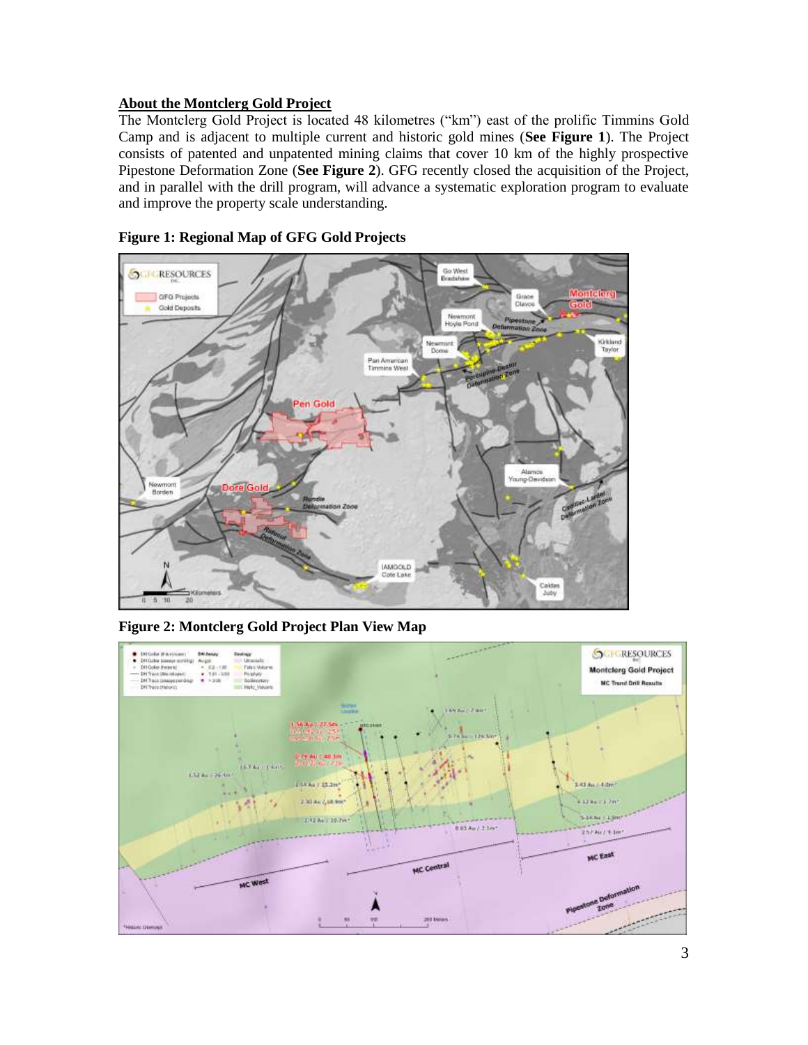## About the Montclerg Gold Project

The Montclerg Gold Project is located 48 kilometres ("km") east of the prolific Timmins Gold Camp and is adjacent to multiple current and historic gold mines (**See Figure 1**). The Project consists of patented and unpatented mining claims that cover 10 km of the highly prospective Pipestone Deformation Zone (**See Figure 2**). GFG recently closed the acquisition of the Project, and in parallel with the drill program, will advance a systematic exploration program to evaluate and improve the property scale understanding.

**Figure 1: Regional Map of GFG Gold Projects**

**Figure 2: Montclerg Gold Project Plan View Map**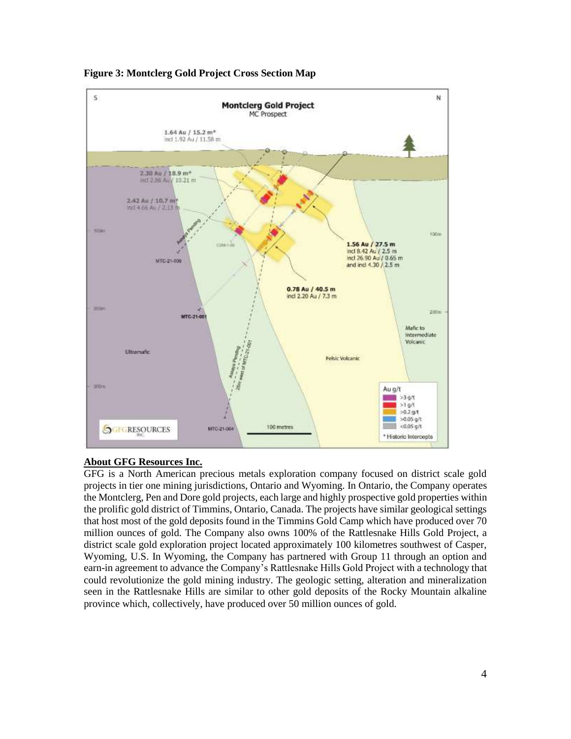**Figure 3: Montclerg Gold Project Cross Section Map**

## About GFG Resources Inc.

GFG is a North American precious metals exploration company focused on district scale gold projects in tier one mining jurisdictions, Ontario and Wyoming. In Ontario, the Company operates the Montclerg, Pen and Dore gold projects, each large and highly prospective gold properties within the prolific gold district of Timmins, Ontario, Canada. The projects have similar geological settings that host most of the gold deposits found in the Timmins Gold Camp which have produced over 70 million ounces of gold. The Company also owns 100% of the Rattlesnake Hills Gold Project, a district scale gold exploration project located approximately 100 kilometres southwest of Casper, Wyoming, U.S. In Wyoming, the Company has partnered with Group 11 through an option and earn-in agreement to advance the Company's Rattlesnake Hills Gold Project with a technology that could revolutionize the gold mining industry. The geologic setting, alteration and mineralization seen in the Rattlesnake Hills are similar to other gold deposits of the Rocky Mountain alkaline province which, collectively, have produced over 50 million ounces of gold.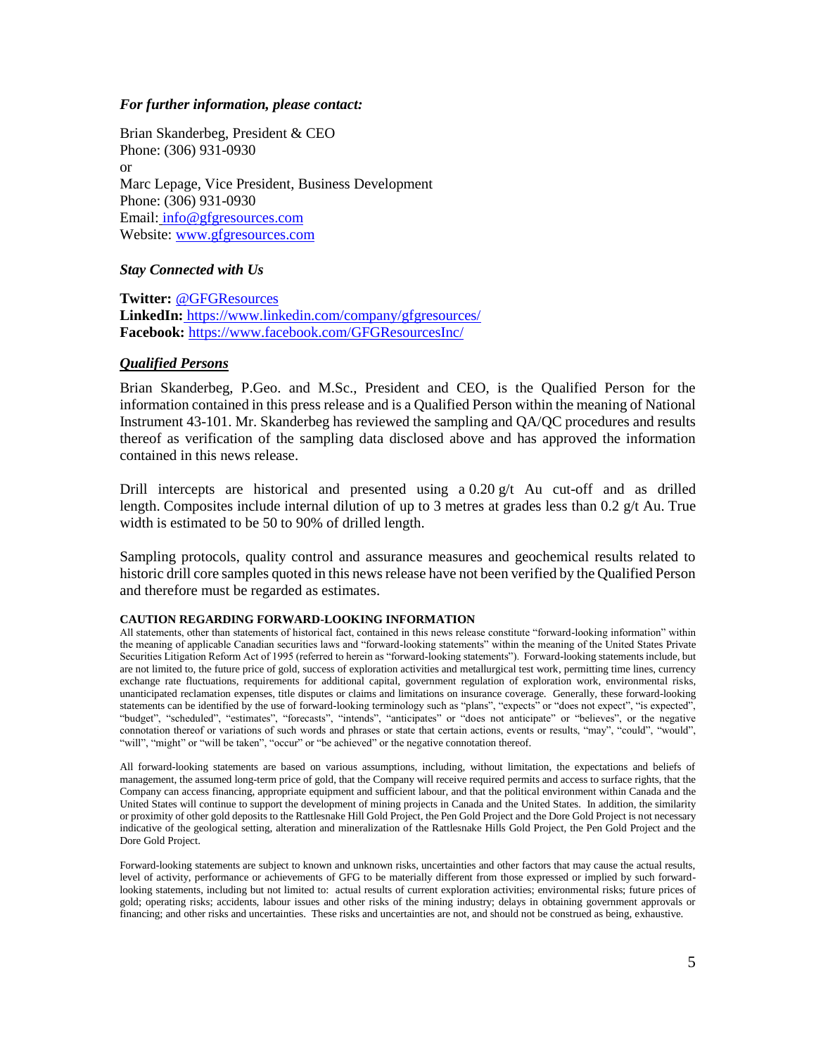*For further information, please contact:*

Brian Skanderbeg, President & CEO
Phone: (306) 931-0930
or
Marc Lepage, Vice President, Business Development
Phone: (306) 931-0930
Email: info@gfgresources.com
Website: www.gfgresources.com

*Stay Connected with Us*

**Twitter:** @GFGResources
**LinkedIn:** https://www.linkedin.com/company/gfgresources/
**Facebook:** https://www.facebook.com/GFGResourcesInc/

***Qualified Persons***

Brian Skanderbeg, P.Geo. and M.Sc., President and CEO, is the Qualified Person for the information contained in this press release and is a Qualified Person within the meaning of National Instrument 43-101. Mr. Skanderbeg has reviewed the sampling and QA/QC procedures and results thereof as verification of the sampling data disclosed above and has approved the information contained in this news release.

Drill intercepts are historical and presented using a 0.20 g/t Au cut-off and as drilled length. Composites include internal dilution of up to 3 metres at grades less than 0.2 g/t Au. True width is estimated to be 50 to 90% of drilled length.

Sampling protocols, quality control and assurance measures and geochemical results related to historic drill core samples quoted in this news release have not been verified by the Qualified Person and therefore must be regarded as estimates.

**CAUTION REGARDING FORWARD-LOOKING INFORMATION**

All statements, other than statements of historical fact, contained in this news release constitute "forward-looking information" within the meaning of applicable Canadian securities laws and "forward-looking statements" within the meaning of the United States Private Securities Litigation Reform Act of 1995 (referred to herein as "forward-looking statements"). Forward-looking statements include, but are not limited to, the future price of gold, success of exploration activities and metallurgical test work, permitting time lines, currency exchange rate fluctuations, requirements for additional capital, government regulation of exploration work, environmental risks, unanticipated reclamation expenses, title disputes or claims and limitations on insurance coverage. Generally, these forward-looking statements can be identified by the use of forward-looking terminology such as "plans", "expects" or "does not expect", "is expected", "budget", "scheduled", "estimates", "forecasts", "intends", "anticipates" or "does not anticipate" or "believes", or the negative connotation thereof or variations of such words and phrases or state that certain actions, events or results, "may", "could", "would", "will", "might" or "will be taken", "occur" or "be achieved" or the negative connotation thereof.

All forward-looking statements are based on various assumptions, including, without limitation, the expectations and beliefs of management, the assumed long-term price of gold, that the Company will receive required permits and access to surface rights, that the Company can access financing, appropriate equipment and sufficient labour, and that the political environment within Canada and the United States will continue to support the development of mining projects in Canada and the United States. In addition, the similarity or proximity of other gold deposits to the Rattlesnake Hill Gold Project, the Pen Gold Project and the Dore Gold Project is not necessary indicative of the geological setting, alteration and mineralization of the Rattlesnake Hills Gold Project, the Pen Gold Project and the Dore Gold Project.

Forward-looking statements are subject to known and unknown risks, uncertainties and other factors that may cause the actual results, level of activity, performance or achievements of GFG to be materially different from those expressed or implied by such forward-looking statements, including but not limited to: actual results of current exploration activities; environmental risks; future prices of gold; operating risks; accidents, labour issues and other risks of the mining industry; delays in obtaining government approvals or financing; and other risks and uncertainties. These risks and uncertainties are not, and should not be construed as being, exhaustive.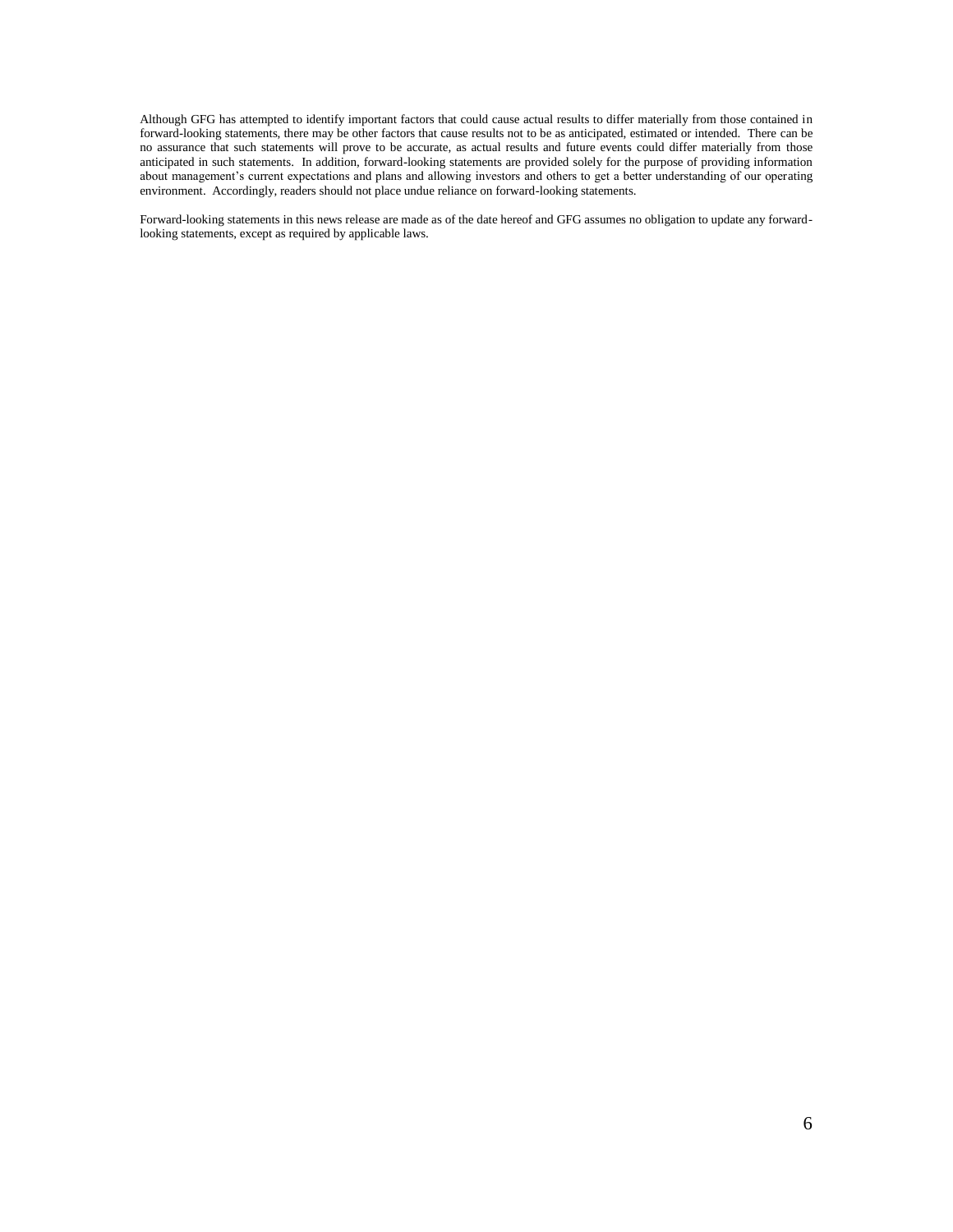Although GFG has attempted to identify important factors that could cause actual results to differ materially from those contained in forward-looking statements, there may be other factors that cause results not to be as anticipated, estimated or intended. There can be no assurance that such statements will prove to be accurate, as actual results and future events could differ materially from those anticipated in such statements. In addition, forward-looking statements are provided solely for the purpose of providing information about management's current expectations and plans and allowing investors and others to get a better understanding of our operating environment. Accordingly, readers should not place undue reliance on forward-looking statements.

Forward-looking statements in this news release are made as of the date hereof and GFG assumes no obligation to update any forward-looking statements, except as required by applicable laws.